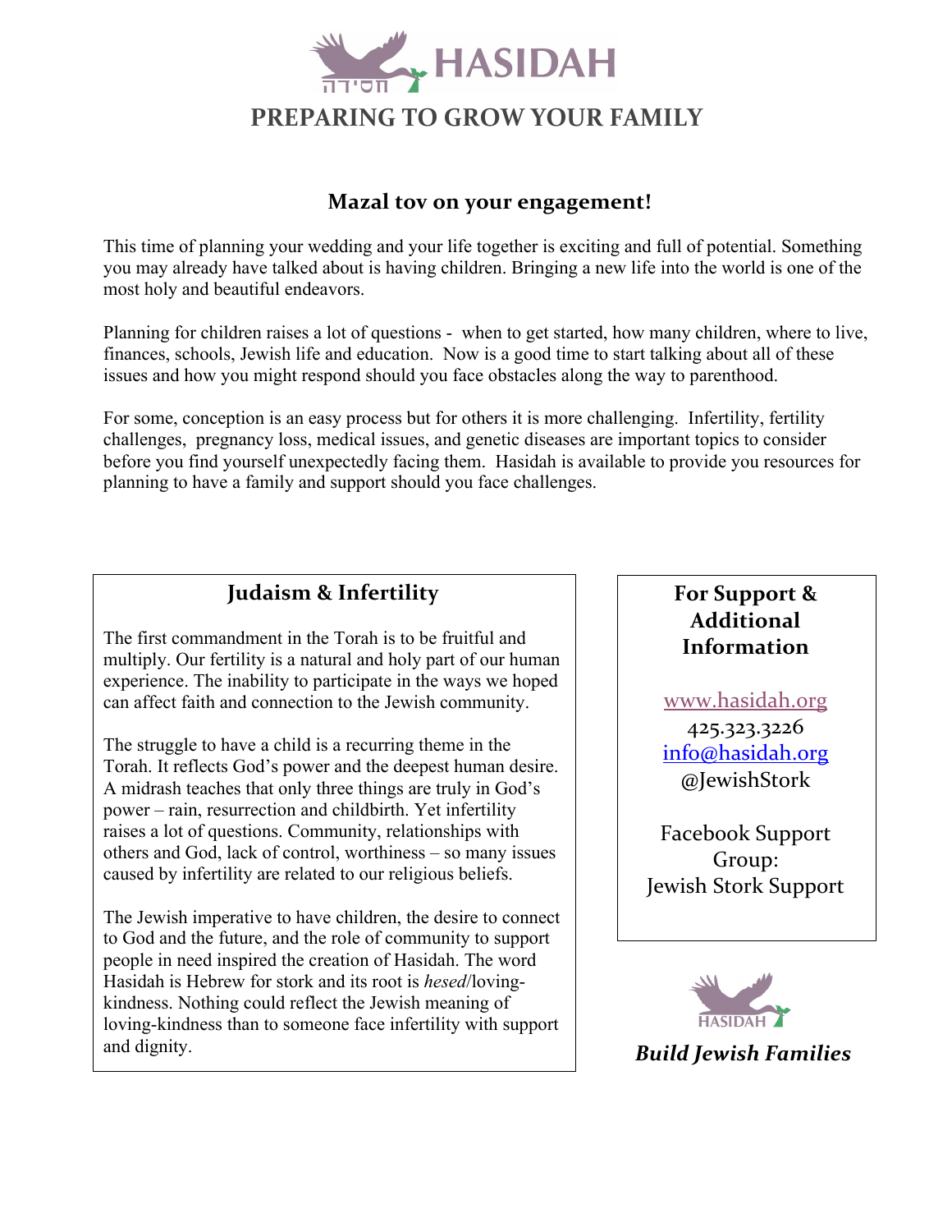# HASIDAH

חסידה

## PREPARING TO GROW YOUR FAMILY

### Mazal tov on your engagement!

This time of planning your wedding and your life together is exciting and full of potential. Something you may already have talked about is having children. Bringing a new life into the world is one of the most holy and beautiful endeavors.

Planning for children raises a lot of questions - when to get started, how many children, where to live, finances, schools, Jewish life and education. Now is a good time to start talking about all of these issues and how you might respond should you face obstacles along the way to parenthood.

For some, conception is an easy process but for others it is more challenging. Infertility, fertility challenges, pregnancy loss, medical issues, and genetic diseases are important topics to consider before you find yourself unexpectedly facing them. Hasidah is available to provide you resources for planning to have a family and support should you face challenges.

### Judaism & Infertility

The first commandment in the Torah is to be fruitful and multiply. Our fertility is a natural and holy part of our human experience. The inability to participate in the ways we hoped can affect faith and connection to the Jewish community.

The struggle to have a child is a recurring theme in the Torah. It reflects God's power and the deepest human desire. A midrash teaches that only three things are truly in God's power – rain, resurrection and childbirth. Yet infertility raises a lot of questions. Community, relationships with others and God, lack of control, worthiness – so many issues caused by infertility are related to our religious beliefs.

The Jewish imperative to have children, the desire to connect to God and the future, and the role of community to support people in need inspired the creation of Hasidah. The word Hasidah is Hebrew for stork and its root is *hesed*/loving-kindness. Nothing could reflect the Jewish meaning of loving-kindness than to someone face infertility with support and dignity.

### For Support & Additional Information

www.hasidah.org
425.323.3226
info@hasidah.org
@JewishStork

Facebook Support Group:
Jewish Stork Support

HASIDAH

***Build Jewish Families***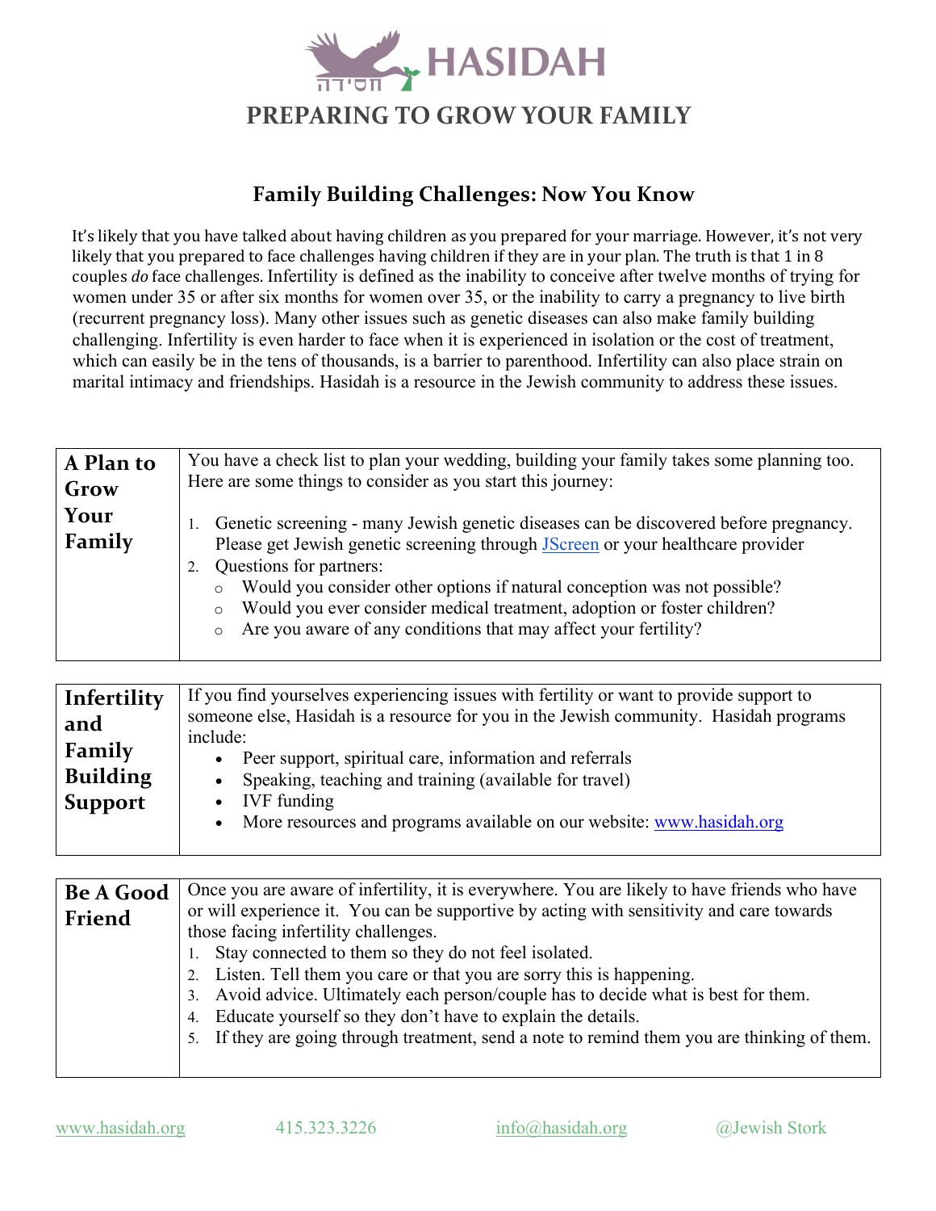# HASIDAH

חסידה

## PREPARING TO GROW YOUR FAMILY

### Family Building Challenges: Now You Know

It's likely that you have talked about having children as you prepared for your marriage. However, it's not very likely that you prepared to face challenges having children if they are in your plan. The truth is that 1 in 8 couples *do* face challenges. Infertility is defined as the inability to conceive after twelve months of trying for women under 35 or after six months for women over 35, or the inability to carry a pregnancy to live birth (recurrent pregnancy loss). Many other issues such as genetic diseases can also make family building challenging. Infertility is even harder to face when it is experienced in isolation or the cost of treatment, which can easily be in the tens of thousands, is a barrier to parenthood. Infertility can also place strain on marital intimacy and friendships. Hasidah is a resource in the Jewish community to address these issues.

#### A Plan to Grow Your Family

You have a check list to plan your wedding, building your family takes some planning too. Here are some things to consider as you start this journey:

1. Genetic screening - many Jewish genetic diseases can be discovered before pregnancy. Please get Jewish genetic screening through JScreen or your healthcare provider
2. Questions for partners:
   - Would you consider other options if natural conception was not possible?
   - Would you ever consider medical treatment, adoption or foster children?
   - Are you aware of any conditions that may affect your fertility?

#### Infertility and Family Building Support

If you find yourselves experiencing issues with fertility or want to provide support to someone else, Hasidah is a resource for you in the Jewish community. Hasidah programs include:

- Peer support, spiritual care, information and referrals
- Speaking, teaching and training (available for travel)
- IVF funding
- More resources and programs available on our website: www.hasidah.org

#### Be A Good Friend

Once you are aware of infertility, it is everywhere. You are likely to have friends who have or will experience it. You can be supportive by acting with sensitivity and care towards those facing infertility challenges.

1. Stay connected to them so they do not feel isolated.
2. Listen. Tell them you care or that you are sorry this is happening.
3. Avoid advice. Ultimately each person/couple has to decide what is best for them.
4. Educate yourself so they don't have to explain the details.
5. If they are going through treatment, send a note to remind them you are thinking of them.

www.hasidah.org 415.323.3226 info@hasidah.org @Jewish Stork